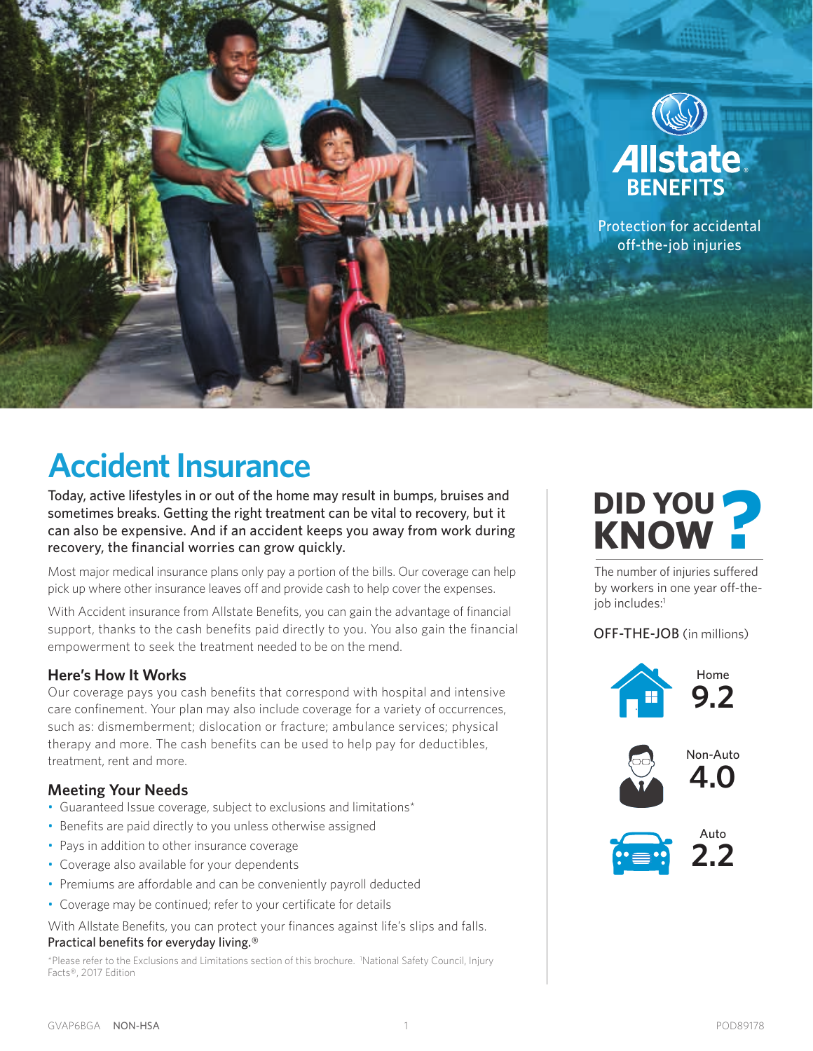Allstate BENEFITS

Protection for accidental off-the-job injuries

# Accident Insurance

Today, active lifestyles in or out of the home may result in bumps, bruises and sometimes breaks. Getting the right treatment can be vital to recovery, but it can also be expensive. And if an accident keeps you away from work during recovery, the financial worries can grow quickly.

Most major medical insurance plans only pay a portion of the bills. Our coverage can help pick up where other insurance leaves off and provide cash to help cover the expenses.

With Accident insurance from Allstate Benefits, you can gain the advantage of financial support, thanks to the cash benefits paid directly to you. You also gain the financial empowerment to seek the treatment needed to be on the mend.

### Here's How It Works

Our coverage pays you cash benefits that correspond with hospital and intensive care confinement. Your plan may also include coverage for a variety of occurrences, such as: dismemberment; dislocation or fracture; ambulance services; physical therapy and more. The cash benefits can be used to help pay for deductibles, treatment, rent and more.

### Meeting Your Needs

- Guaranteed Issue coverage, subject to exclusions and limitations*
- Benefits are paid directly to you unless otherwise assigned
- Pays in addition to other insurance coverage
- Coverage also available for your dependents
- Premiums are affordable and can be conveniently payroll deducted
- Coverage may be continued; refer to your certificate for details

With Allstate Benefits, you can protect your finances against life's slips and falls.
Practical benefits for everyday living.®

*Please refer to the Exclusions and Limitations section of this brochure. [1]National Safety Council, Injury Facts®, 2017 Edition

## DID YOU KNOW?

The number of injuries suffered by workers in one year off-the-job includes:[1]

OFF-THE-JOB (in millions)

- Home **9.2**
- Non-Auto **4.0**
- Auto **2.2**

GVAP6BGA NON-HSA POD89178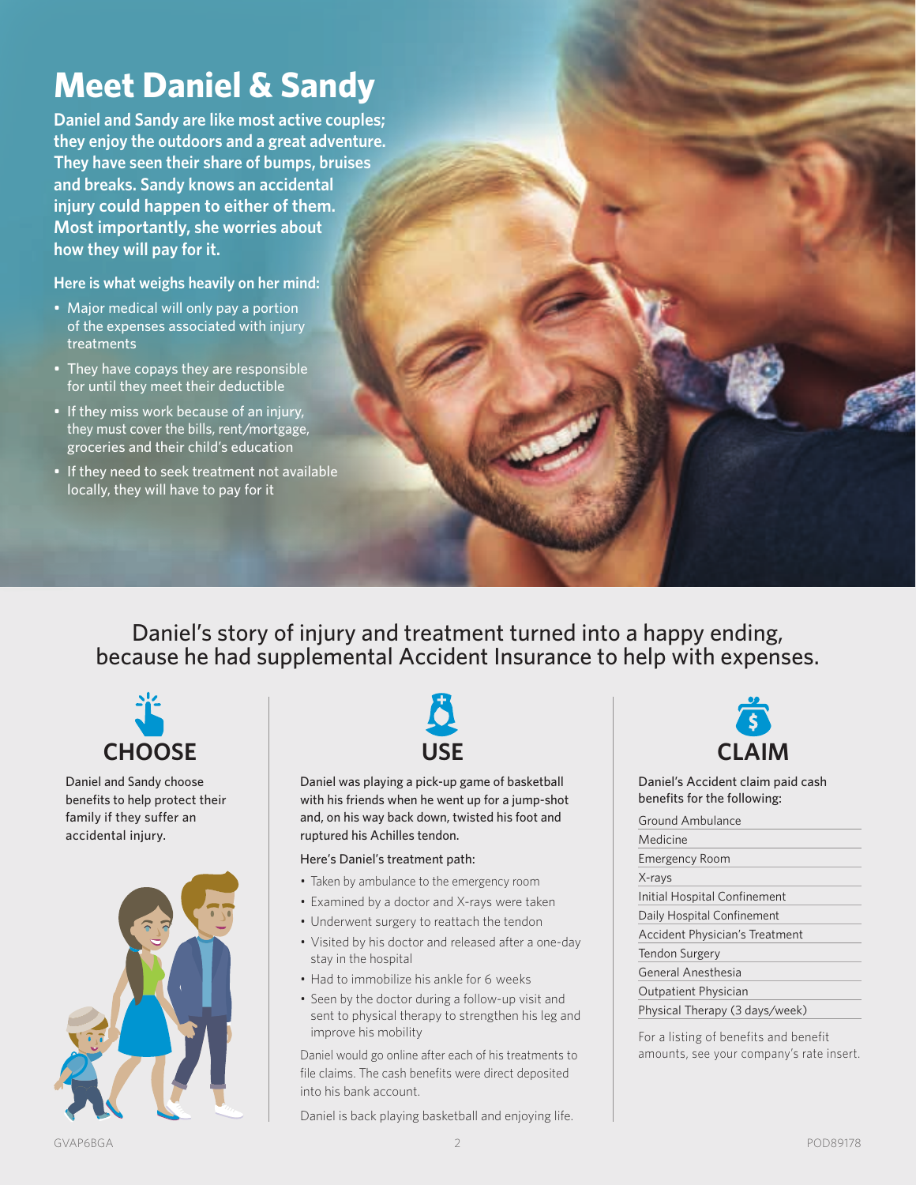# Meet Daniel & Sandy

**Daniel and Sandy are like most active couples; they enjoy the outdoors and a great adventure. They have seen their share of bumps, bruises and breaks. Sandy knows an accidental injury could happen to either of them. Most importantly, she worries about how they will pay for it.**

**Here is what weighs heavily on her mind:**

- Major medical will only pay a portion of the expenses associated with injury treatments
- They have copays they are responsible for until they meet their deductible
- If they miss work because of an injury, they must cover the bills, rent/mortgage, groceries and their child's education
- If they need to seek treatment not available locally, they will have to pay for it

Daniel's story of injury and treatment turned into a happy ending, because he had supplemental Accident Insurance to help with expenses.

## CHOOSE

Daniel and Sandy choose benefits to help protect their family if they suffer an accidental injury.

## USE

Daniel was playing a pick-up game of basketball with his friends when he went up for a jump-shot and, on his way back down, twisted his foot and ruptured his Achilles tendon.

Here's Daniel's treatment path:

- Taken by ambulance to the emergency room
- Examined by a doctor and X-rays were taken
- Underwent surgery to reattach the tendon
- Visited by his doctor and released after a one-day stay in the hospital
- Had to immobilize his ankle for 6 weeks
- Seen by the doctor during a follow-up visit and sent to physical therapy to strengthen his leg and improve his mobility

Daniel would go online after each of his treatments to file claims. The cash benefits were direct deposited into his bank account.

Daniel is back playing basketball and enjoying life.

## CLAIM

Daniel's Accident claim paid cash benefits for the following:

- Ground Ambulance
- Medicine
- Emergency Room
- X-rays
- Initial Hospital Confinement
- Daily Hospital Confinement
- Accident Physician's Treatment
- Tendon Surgery
- General Anesthesia
- Outpatient Physician
- Physical Therapy (3 days/week)

For a listing of benefits and benefit amounts, see your company's rate insert.

GVAP6BGA POD89178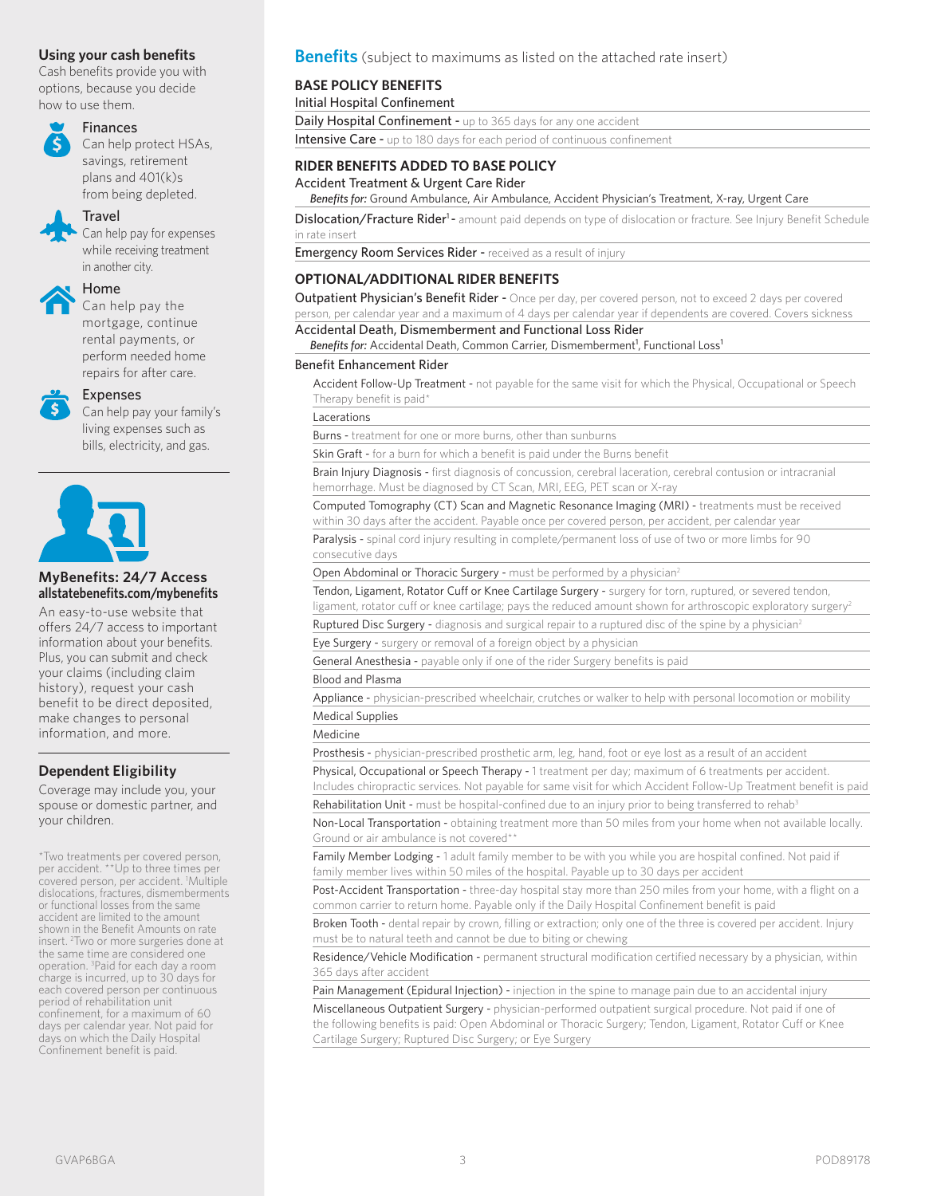## Using your cash benefits

Cash benefits provide you with options, because you decide how to use them.

**Finances**
Can help protect HSAs, savings, retirement plans and 401(k)s from being depleted.

**Travel**
Can help pay for expenses while receiving treatment in another city.

**Home**
Can help pay the mortgage, continue rental payments, or perform needed home repairs for after care.

**Expenses**
Can help pay your family's living expenses such as bills, electricity, and gas.

## MyBenefits: 24/7 Access

**allstatebenefits.com/mybenefits**

An easy-to-use website that offers 24/7 access to important information about your benefits. Plus, you can submit and check your claims (including claim history), request your cash benefit to be direct deposited, make changes to personal information, and more.

## Dependent Eligibility

Coverage may include you, your spouse or domestic partner, and your children.

*Two treatments per covered person, per accident. **Up to three times per covered person, per accident. [1]Multiple dislocations, fractures, dismemberments or functional losses from the same accident are limited to the amount shown in the Benefit Amounts on rate insert. [2]Two or more surgeries done at the same time are considered one operation. [3]Paid for each day a room charge is incurred, up to 30 days for each covered person per continuous period of rehabilitation unit confinement, for a maximum of 60 days per calendar year. Not paid for days on which the Daily Hospital Confinement benefit is paid.

# Benefits (subject to maximums as listed on the attached rate insert)

### BASE POLICY BENEFITS

Initial Hospital Confinement

Daily Hospital Confinement - up to 365 days for any one accident

Intensive Care - up to 180 days for each period of continuous confinement

### RIDER BENEFITS ADDED TO BASE POLICY

Accident Treatment & Urgent Care Rider

*Benefits for:* Ground Ambulance, Air Ambulance, Accident Physician's Treatment, X-ray, Urgent Care

Dislocation/Fracture Rider[1] - amount paid depends on type of dislocation or fracture. See Injury Benefit Schedule in rate insert

Emergency Room Services Rider - received as a result of injury

### OPTIONAL/ADDITIONAL RIDER BENEFITS

Outpatient Physician's Benefit Rider - Once per day, per covered person, not to exceed 2 days per covered person, per calendar year and a maximum of 4 days per calendar year if dependents are covered. Covers sickness

Accidental Death, Dismemberment and Functional Loss Rider

*Benefits for:* Accidental Death, Common Carrier, Dismemberment[1], Functional Loss[1]

Benefit Enhancement Rider

- Accident Follow-Up Treatment - not payable for the same visit for which the Physical, Occupational or Speech Therapy benefit is paid*
- Lacerations
- Burns - treatment for one or more burns, other than sunburns
- Skin Graft - for a burn for which a benefit is paid under the Burns benefit
- Brain Injury Diagnosis - first diagnosis of concussion, cerebral laceration, cerebral contusion or intracranial hemorrhage. Must be diagnosed by CT Scan, MRI, EEG, PET scan or X-ray
- Computed Tomography (CT) Scan and Magnetic Resonance Imaging (MRI) - treatments must be received within 30 days after the accident. Payable once per covered person, per accident, per calendar year
- Paralysis - spinal cord injury resulting in complete/permanent loss of use of two or more limbs for 90 consecutive days
- Open Abdominal or Thoracic Surgery - must be performed by a physician[2]
- Tendon, Ligament, Rotator Cuff or Knee Cartilage Surgery - surgery for torn, ruptured, or severed tendon, ligament, rotator cuff or knee cartilage; pays the reduced amount shown for arthroscopic exploratory surgery[2]
- Ruptured Disc Surgery - diagnosis and surgical repair to a ruptured disc of the spine by a physician[2]
- Eye Surgery - surgery or removal of a foreign object by a physician
- General Anesthesia - payable only if one of the rider Surgery benefits is paid
- Blood and Plasma
- Appliance - physician-prescribed wheelchair, crutches or walker to help with personal locomotion or mobility
- Medical Supplies
- Medicine
- Prosthesis - physician-prescribed prosthetic arm, leg, hand, foot or eye lost as a result of an accident
- Physical, Occupational or Speech Therapy - 1 treatment per day; maximum of 6 treatments per accident. Includes chiropractic services. Not payable for same visit for which Accident Follow-Up Treatment benefit is paid
- Rehabilitation Unit - must be hospital-confined due to an injury prior to being transferred to rehab[3]
- Non-Local Transportation - obtaining treatment more than 50 miles from your home when not available locally. Ground or air ambulance is not covered**
- Family Member Lodging - 1 adult family member to be with you while you are hospital confined. Not paid if family member lives within 50 miles of the hospital. Payable up to 30 days per accident
- Post-Accident Transportation - three-day hospital stay more than 250 miles from your home, with a flight on a common carrier to return home. Payable only if the Daily Hospital Confinement benefit is paid
- Broken Tooth - dental repair by crown, filling or extraction; only one of the three is covered per accident. Injury must be to natural teeth and cannot be due to biting or chewing
- Residence/Vehicle Modification - permanent structural modification certified necessary by a physician, within 365 days after accident
- Pain Management (Epidural Injection) - injection in the spine to manage pain due to an accidental injury
- Miscellaneous Outpatient Surgery - physician-performed outpatient surgical procedure. Not paid if one of the following benefits is paid: Open Abdominal or Thoracic Surgery; Tendon, Ligament, Rotator Cuff or Knee Cartilage Surgery; Ruptured Disc Surgery; or Eye Surgery

GVAP6BGA POD89178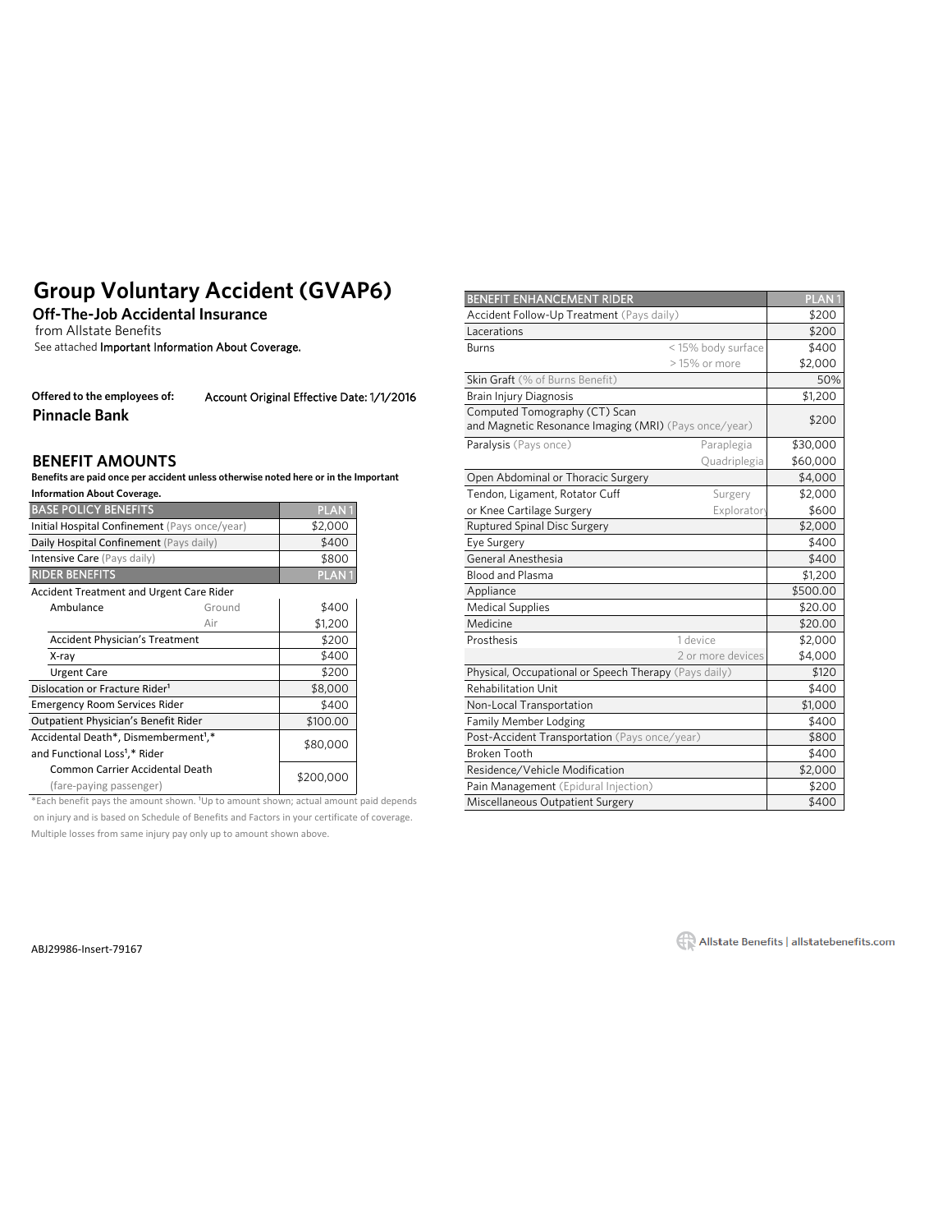# Group Voluntary Accident (GVAP6)

**Off-The-Job Accidental Insurance**

from Allstate Benefits

See attached Important Information About Coverage.

**Offered to the employees of:** Account Original Effective Date: 1/1/2016

**Pinnacle Bank**

## BENEFIT AMOUNTS

**Benefits are paid once per accident unless otherwise noted here or in the Important Information About Coverage.**

| BASE POLICY BENEFITS | | PLAN 1 |
|---|---|---|
| Initial Hospital Confinement (Pays once/year) | | $2,000 |
| Daily Hospital Confinement (Pays daily) | | $400 |
| Intensive Care (Pays daily) | | $800 |
| **RIDER BENEFITS** | | **PLAN 1** |
| Accident Treatment and Urgent Care Rider | | |
| Ambulance | Ground | $400 |
| | Air | $1,200 |
| Accident Physician's Treatment | | $200 |
| X-ray | | $400 |
| Urgent Care | | $200 |
| Dislocation or Fracture Rider[1] | | $8,000 |
| Emergency Room Services Rider | | $400 |
| Outpatient Physician's Benefit Rider | | $100.00 |
| Accidental Death*, Dismemberment[1],* and Functional Loss[1],* Rider | | $80,000 |
| Common Carrier Accidental Death (fare-paying passenger) | | $200,000 |

*Each benefit pays the amount shown. [1]Up to amount shown; actual amount paid depends on injury and is based on Schedule of Benefits and Factors in your certificate of coverage. Multiple losses from same injury pay only up to amount shown above.

| BENEFIT ENHANCEMENT RIDER | | PLAN 1 |
|---|---|---|
| Accident Follow-Up Treatment (Pays daily) | | $200 |
| Lacerations | | $200 |
| Burns | < 15% body surface | $400 |
| | > 15% or more | $2,000 |
| Skin Graft (% of Burns Benefit) | | 50% |
| Brain Injury Diagnosis | | $1,200 |
| Computed Tomography (CT) Scan and Magnetic Resonance Imaging (MRI) (Pays once/year) | | $200 |
| Paralysis (Pays once) | Paraplegia | $30,000 |
| | Quadriplegia | $60,000 |
| Open Abdominal or Thoracic Surgery | | $4,000 |
| Tendon, Ligament, Rotator Cuff or Knee Cartilage Surgery | Surgery | $2,000 |
| | Exploratory | $600 |
| Ruptured Spinal Disc Surgery | | $2,000 |
| Eye Surgery | | $400 |
| General Anesthesia | | $400 |
| Blood and Plasma | | $1,200 |
| Appliance | | $500.00 |
| Medical Supplies | | $20.00 |
| Medicine | | $20.00 |
| Prosthesis | 1 device | $2,000 |
| | 2 or more devices | $4,000 |
| Physical, Occupational or Speech Therapy (Pays daily) | | $120 |
| Rehabilitation Unit | | $400 |
| Non-Local Transportation | | $1,000 |
| Family Member Lodging | | $400 |
| Post-Accident Transportation (Pays once/year) | | $800 |
| Broken Tooth | | $400 |
| Residence/Vehicle Modification | | $2,000 |
| Pain Management (Epidural Injection) | | $200 |
| Miscellaneous Outpatient Surgery | | $400 |

ABJ29986-Insert-79167

Allstate Benefits | allstatebenefits.com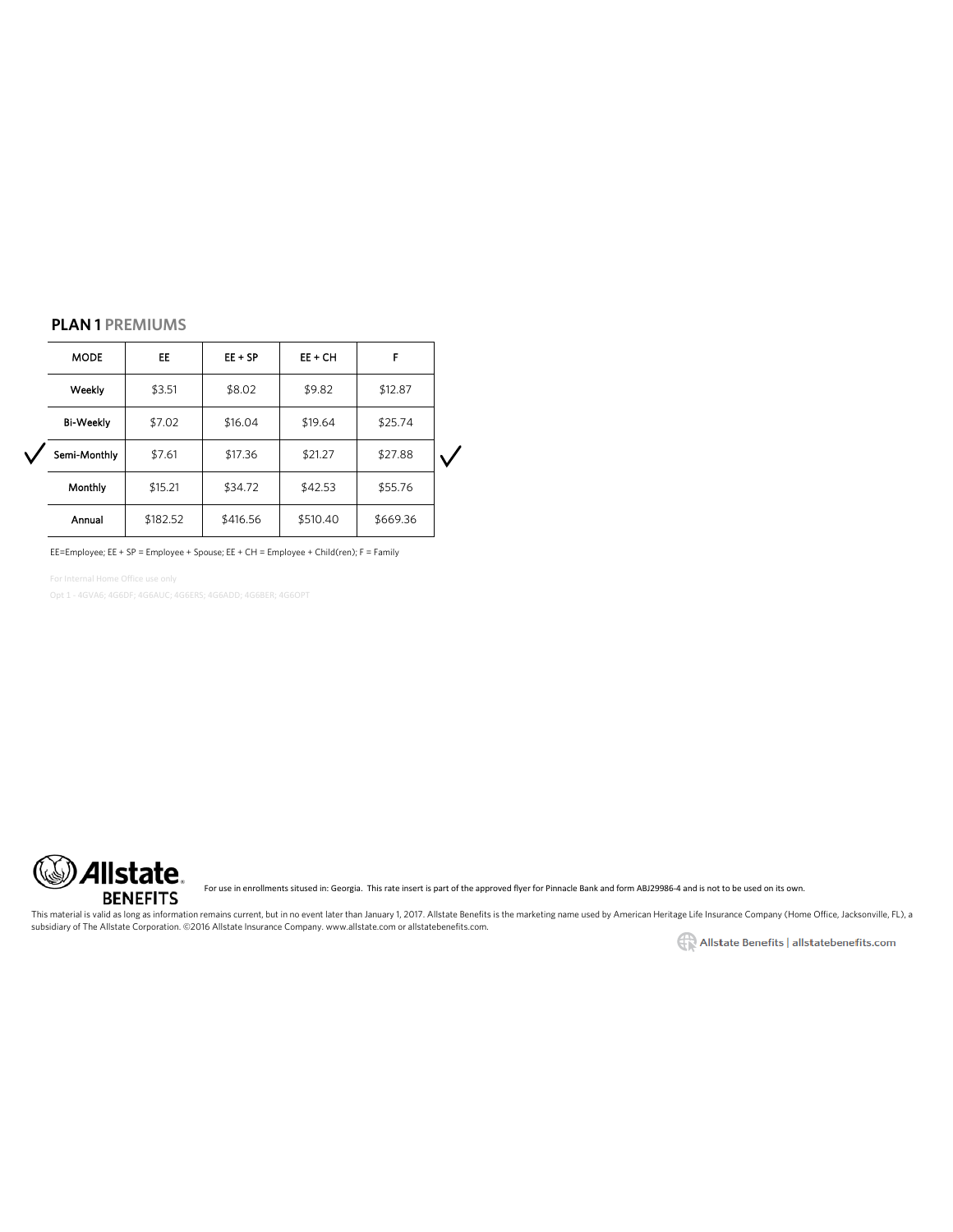## PLAN 1 PREMIUMS

| MODE | EE | EE + SP | EE + CH | F |
|---|---|---|---|---|
| Weekly | $3.51 | $8.02 | $9.82 | $12.87 |
| Bi-Weekly | $7.02 | $16.04 | $19.64 | $25.74 |
| ✓ Semi-Monthly | $7.61 | $17.36 | $21.27 | $27.88 ✓ |
| Monthly | $15.21 | $34.72 | $42.53 | $55.76 |
| Annual | $182.52 | $416.56 | $510.40 | $669.36 |

EE=Employee; EE + SP = Employee + Spouse; EE + CH = Employee + Child(ren); F = Family

For Internal Home Office use only

Opt 1 - 4GVA6; 4G6DF; 4G6AUC; 4G6ERS; 4G6ADD; 4G6BER; 4G6OPT

Allstate BENEFITS

For use in enrollments sitused in: Georgia. This rate insert is part of the approved flyer for Pinnacle Bank and form ABJ29986-4 and is not to be used on its own.

This material is valid as long as information remains current, but in no event later than January 1, 2017. Allstate Benefits is the marketing name used by American Heritage Life Insurance Company (Home Office, Jacksonville, FL), a subsidiary of The Allstate Corporation. ©2016 Allstate Insurance Company. www.allstate.com or allstatebenefits.com.

Allstate Benefits | allstatebenefits.com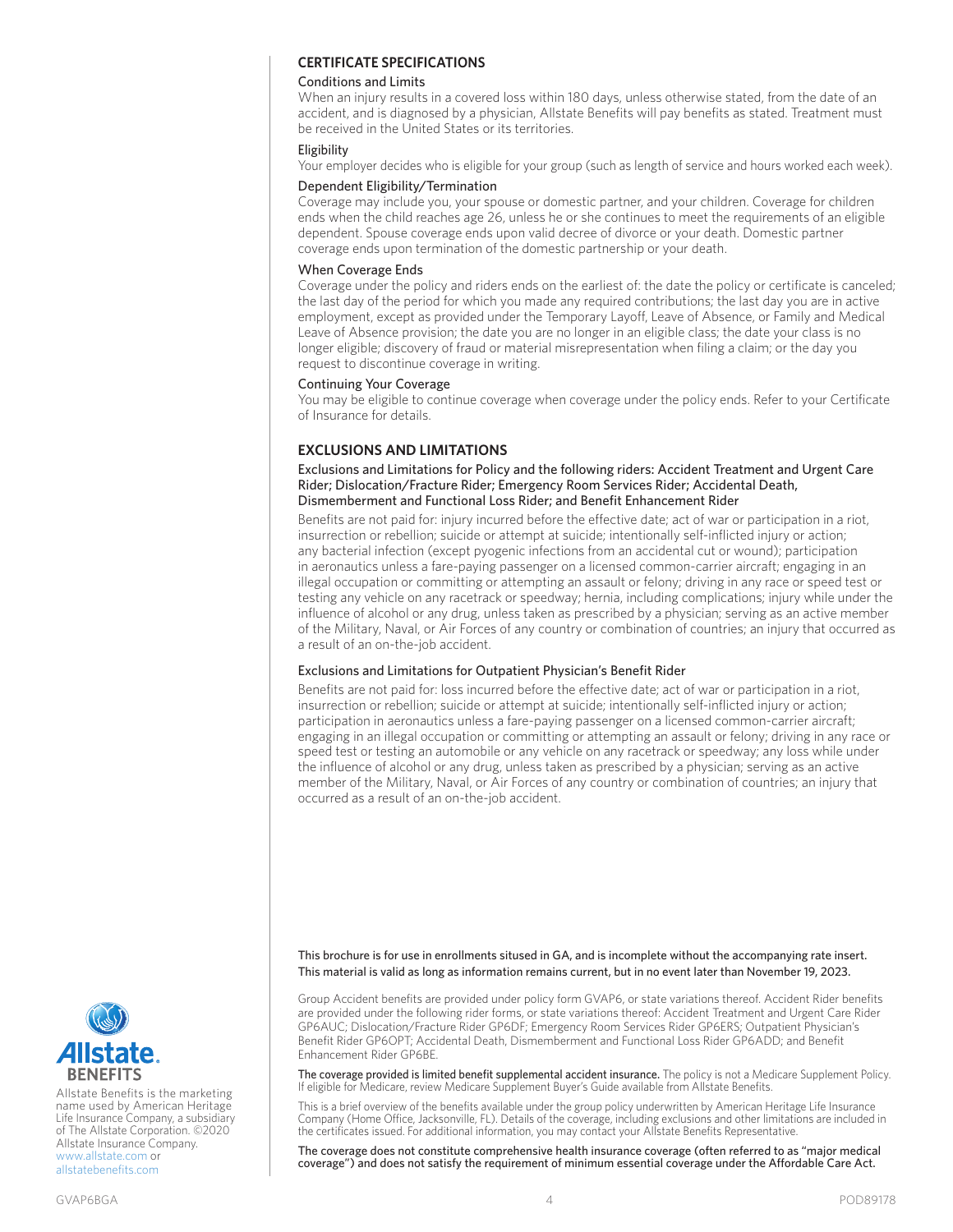## CERTIFICATE SPECIFICATIONS

### Conditions and Limits

When an injury results in a covered loss within 180 days, unless otherwise stated, from the date of an accident, and is diagnosed by a physician, Allstate Benefits will pay benefits as stated. Treatment must be received in the United States or its territories.

### Eligibility

Your employer decides who is eligible for your group (such as length of service and hours worked each week).

### Dependent Eligibility/Termination

Coverage may include you, your spouse or domestic partner, and your children. Coverage for children ends when the child reaches age 26, unless he or she continues to meet the requirements of an eligible dependent. Spouse coverage ends upon valid decree of divorce or your death. Domestic partner coverage ends upon termination of the domestic partnership or your death.

### When Coverage Ends

Coverage under the policy and riders ends on the earliest of: the date the policy or certificate is canceled; the last day of the period for which you made any required contributions; the last day you are in active employment, except as provided under the Temporary Layoff, Leave of Absence, or Family and Medical Leave of Absence provision; the date you are no longer in an eligible class; the date your class is no longer eligible; discovery of fraud or material misrepresentation when filing a claim; or the day you request to discontinue coverage in writing.

### Continuing Your Coverage

You may be eligible to continue coverage when coverage under the policy ends. Refer to your Certificate of Insurance for details.

## EXCLUSIONS AND LIMITATIONS

### Exclusions and Limitations for Policy and the following riders: Accident Treatment and Urgent Care Rider; Dislocation/Fracture Rider; Emergency Room Services Rider; Accidental Death, Dismemberment and Functional Loss Rider; and Benefit Enhancement Rider

Benefits are not paid for: injury incurred before the effective date; act of war or participation in a riot, insurrection or rebellion; suicide or attempt at suicide; intentionally self-inflicted injury or action; any bacterial infection (except pyogenic infections from an accidental cut or wound); participation in aeronautics unless a fare-paying passenger on a licensed common-carrier aircraft; engaging in an illegal occupation or committing or attempting an assault or felony; driving in any race or speed test or testing any vehicle on any racetrack or speedway; hernia, including complications; injury while under the influence of alcohol or any drug, unless taken as prescribed by a physician; serving as an active member of the Military, Naval, or Air Forces of any country or combination of countries; an injury that occurred as a result of an on-the-job accident.

### Exclusions and Limitations for Outpatient Physician's Benefit Rider

Benefits are not paid for: loss incurred before the effective date; act of war or participation in a riot, insurrection or rebellion; suicide or attempt at suicide; intentionally self-inflicted injury or action; participation in aeronautics unless a fare-paying passenger on a licensed common-carrier aircraft; engaging in an illegal occupation or committing or attempting an assault or felony; driving in any race or speed test or testing an automobile or any vehicle on any racetrack or speedway; any loss while under the influence of alcohol or any drug, unless taken as prescribed by a physician; serving as an active member of the Military, Naval, or Air Forces of any country or combination of countries; an injury that occurred as a result of an on-the-job accident.

This brochure is for use in enrollments sitused in GA, and is incomplete without the accompanying rate insert. This material is valid as long as information remains current, but in no event later than November 19, 2023.

Group Accident benefits are provided under policy form GVAP6, or state variations thereof. Accident Rider benefits are provided under the following rider forms, or state variations thereof: Accident Treatment and Urgent Care Rider GP6AUC; Dislocation/Fracture Rider GP6DF; Emergency Room Services Rider GP6ERS; Outpatient Physician's Benefit Rider GP6OPT; Accidental Death, Dismemberment and Functional Loss Rider GP6ADD; and Benefit Enhancement Rider GP6BE.

**The coverage provided is limited benefit supplemental accident insurance.** The policy is not a Medicare Supplement Policy. If eligible for Medicare, review Medicare Supplement Buyer's Guide available from Allstate Benefits.

This is a brief overview of the benefits available under the group policy underwritten by American Heritage Life Insurance Company (Home Office, Jacksonville, FL). Details of the coverage, including exclusions and other limitations are included in the certificates issued. For additional information, you may contact your Allstate Benefits Representative.

**The coverage does not constitute comprehensive health insurance coverage (often referred to as "major medical coverage") and does not satisfy the requirement of minimum essential coverage under the Affordable Care Act.**

Allstate BENEFITS

Allstate Benefits is the marketing name used by American Heritage Life Insurance Company, a subsidiary of The Allstate Corporation. ©2020 Allstate Insurance Company. www.allstate.com or allstatebenefits.com

GVAP6BGA

POD89178